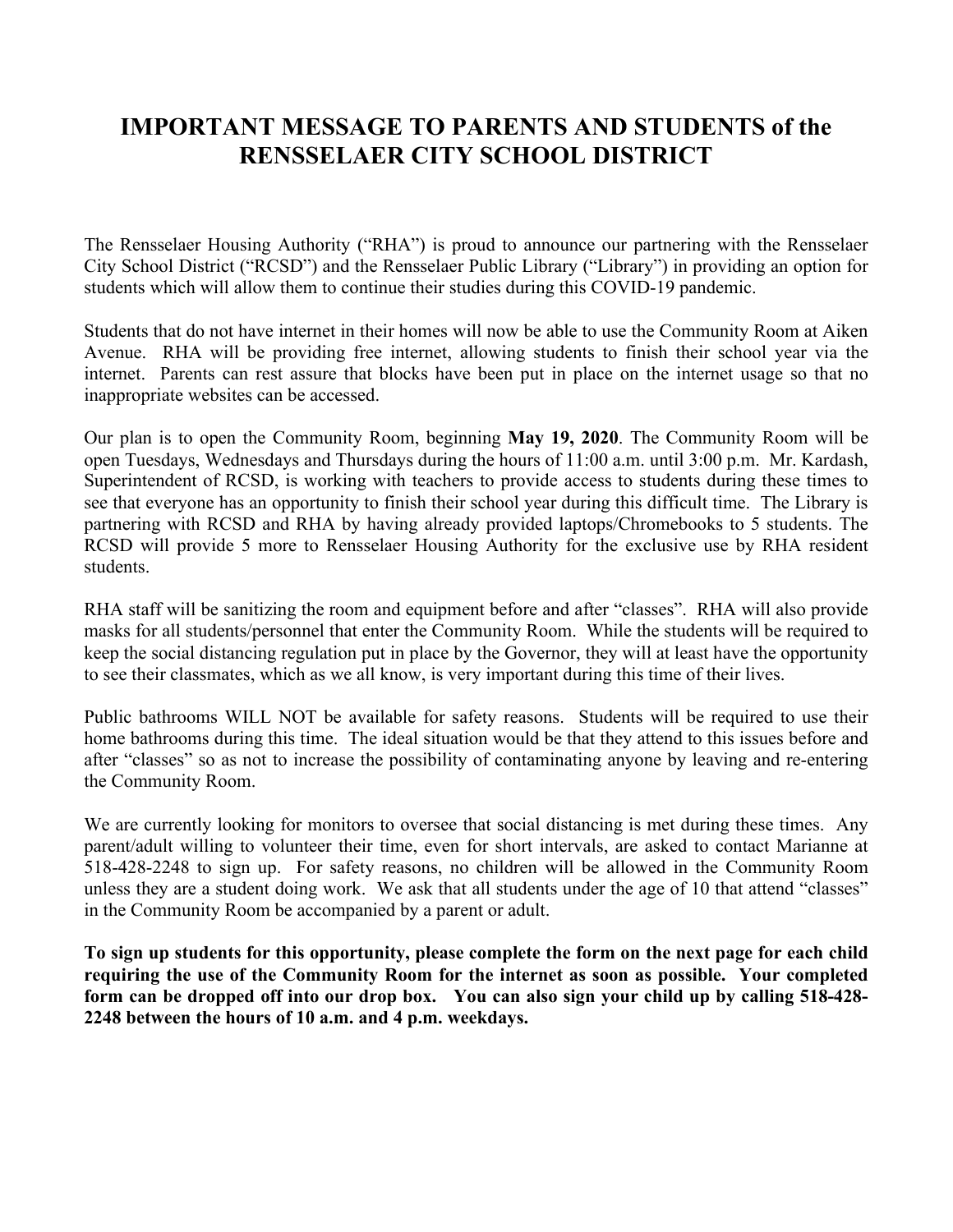# IMPORTANT MESSAGE TO PARENTS AND STUDENTS of the RENSSELAER CITY SCHOOL DISTRICT

The Rensselaer Housing Authority ("RHA") is proud to announce our partnering with the Rensselaer City School District ("RCSD") and the Rensselaer Public Library ("Library") in providing an option for students which will allow them to continue their studies during this COVID-19 pandemic.

Students that do not have internet in their homes will now be able to use the Community Room at Aiken Avenue. RHA will be providing free internet, allowing students to finish their school year via the internet. Parents can rest assure that blocks have been put in place on the internet usage so that no inappropriate websites can be accessed.

Our plan is to open the Community Room, beginning **May 19, 2020**. The Community Room will be open Tuesdays, Wednesdays and Thursdays during the hours of 11:00 a.m. until 3:00 p.m. Mr. Kardash, Superintendent of RCSD, is working with teachers to provide access to students during these times to see that everyone has an opportunity to finish their school year during this difficult time. The Library is partnering with RCSD and RHA by having already provided laptops/Chromebooks to 5 students. The RCSD will provide 5 more to Rensselaer Housing Authority for the exclusive use by RHA resident students.

RHA staff will be sanitizing the room and equipment before and after "classes". RHA will also provide masks for all students/personnel that enter the Community Room. While the students will be required to keep the social distancing regulation put in place by the Governor, they will at least have the opportunity to see their classmates, which as we all know, is very important during this time of their lives.

Public bathrooms WILL NOT be available for safety reasons. Students will be required to use their home bathrooms during this time. The ideal situation would be that they attend to this issues before and after "classes" so as not to increase the possibility of contaminating anyone by leaving and re-entering the Community Room.

We are currently looking for monitors to oversee that social distancing is met during these times. Any parent/adult willing to volunteer their time, even for short intervals, are asked to contact Marianne at 518-428-2248 to sign up. For safety reasons, no children will be allowed in the Community Room unless they are a student doing work. We ask that all students under the age of 10 that attend "classes" in the Community Room be accompanied by a parent or adult.

**To sign up students for this opportunity, please complete the form on the next page for each child requiring the use of the Community Room for the internet as soon as possible. Your completed form can be dropped off into our drop box. You can also sign your child up by calling 518-428-2248 between the hours of 10 a.m. and 4 p.m. weekdays.**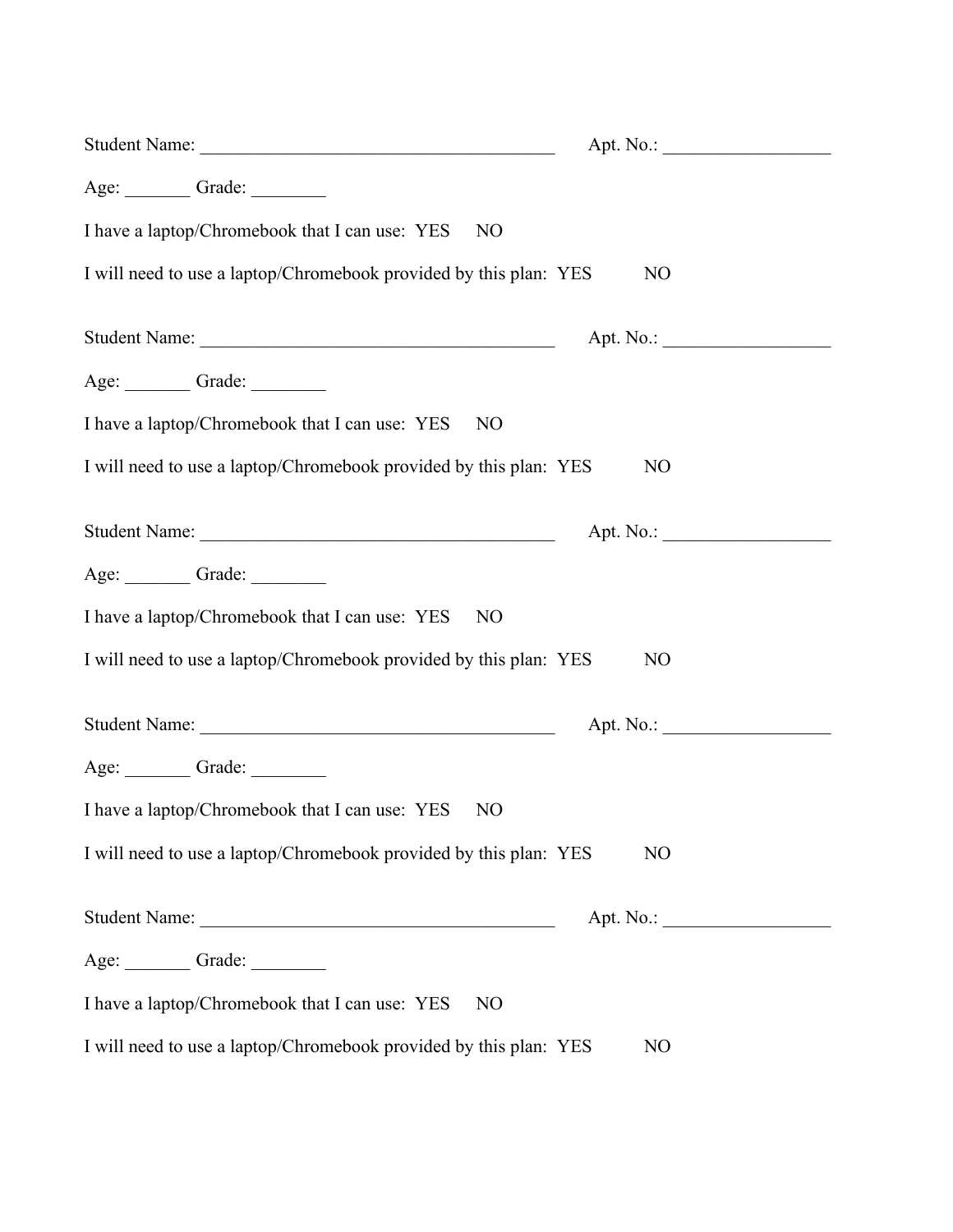Student Name: ______________________________________ Apt. No.: _________________

Age: _______ Grade: ________

I have a laptop/Chromebook that I can use: YES NO

I will need to use a laptop/Chromebook provided by this plan: YES NO

Student Name: ______________________________________ Apt. No.: _________________

Age: _______ Grade: ________

I have a laptop/Chromebook that I can use: YES NO

I will need to use a laptop/Chromebook provided by this plan: YES NO

Student Name: ______________________________________ Apt. No.: _________________

Age: _______ Grade: ________

I have a laptop/Chromebook that I can use: YES NO

I will need to use a laptop/Chromebook provided by this plan: YES NO

Student Name: ______________________________________ Apt. No.: _________________

Age: _______ Grade: ________

I have a laptop/Chromebook that I can use: YES NO

I will need to use a laptop/Chromebook provided by this plan: YES NO

Student Name: ______________________________________ Apt. No.: _________________

Age: _______ Grade: ________

I have a laptop/Chromebook that I can use: YES NO

I will need to use a laptop/Chromebook provided by this plan: YES NO